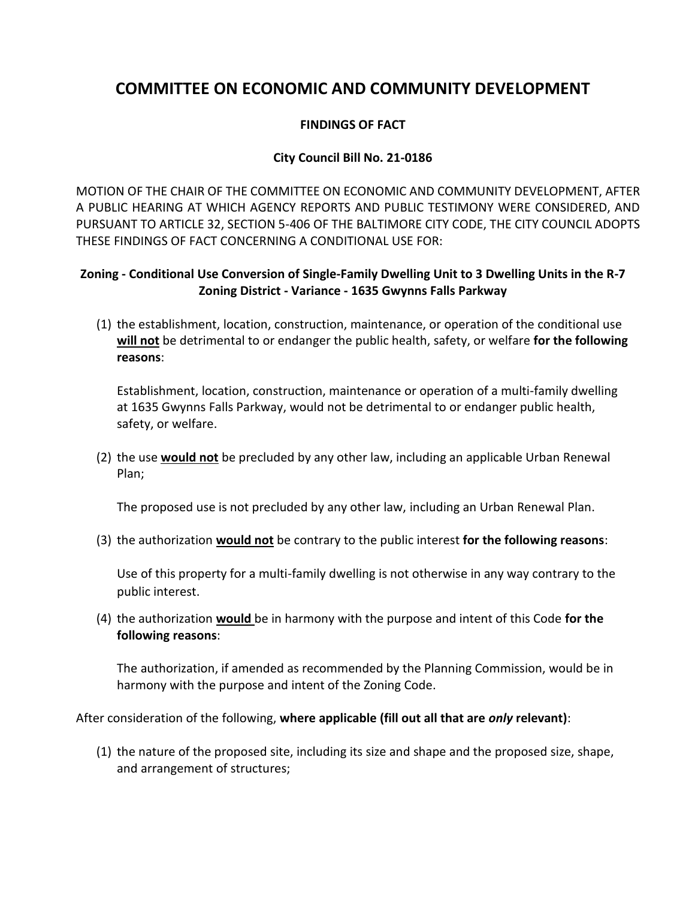# COMMITTEE ON ECONOMIC AND COMMUNITY DEVELOPMENT

**FINDINGS OF FACT**

**City Council Bill No. 21-0186**

MOTION OF THE CHAIR OF THE COMMITTEE ON ECONOMIC AND COMMUNITY DEVELOPMENT, AFTER A PUBLIC HEARING AT WHICH AGENCY REPORTS AND PUBLIC TESTIMONY WERE CONSIDERED, AND PURSUANT TO ARTICLE 32, SECTION 5-406 OF THE BALTIMORE CITY CODE, THE CITY COUNCIL ADOPTS THESE FINDINGS OF FACT CONCERNING A CONDITIONAL USE FOR:

**Zoning - Conditional Use Conversion of Single-Family Dwelling Unit to 3 Dwelling Units in the R-7 Zoning District - Variance - 1635 Gwynns Falls Parkway**

(1) the establishment, location, construction, maintenance, or operation of the conditional use **will not** be detrimental to or endanger the public health, safety, or welfare **for the following reasons**:

   Establishment, location, construction, maintenance or operation of a multi-family dwelling at 1635 Gwynns Falls Parkway, would not be detrimental to or endanger public health, safety, or welfare.

(2) the use **would not** be precluded by any other law, including an applicable Urban Renewal Plan;

   The proposed use is not precluded by any other law, including an Urban Renewal Plan.

(3) the authorization **would not** be contrary to the public interest **for the following reasons**:

   Use of this property for a multi-family dwelling is not otherwise in any way contrary to the public interest.

(4) the authorization **would** be in harmony with the purpose and intent of this Code **for the following reasons**:

   The authorization, if amended as recommended by the Planning Commission, would be in harmony with the purpose and intent of the Zoning Code.

After consideration of the following, **where applicable (fill out all that are *only* relevant)**:

(1) the nature of the proposed site, including its size and shape and the proposed size, shape, and arrangement of structures;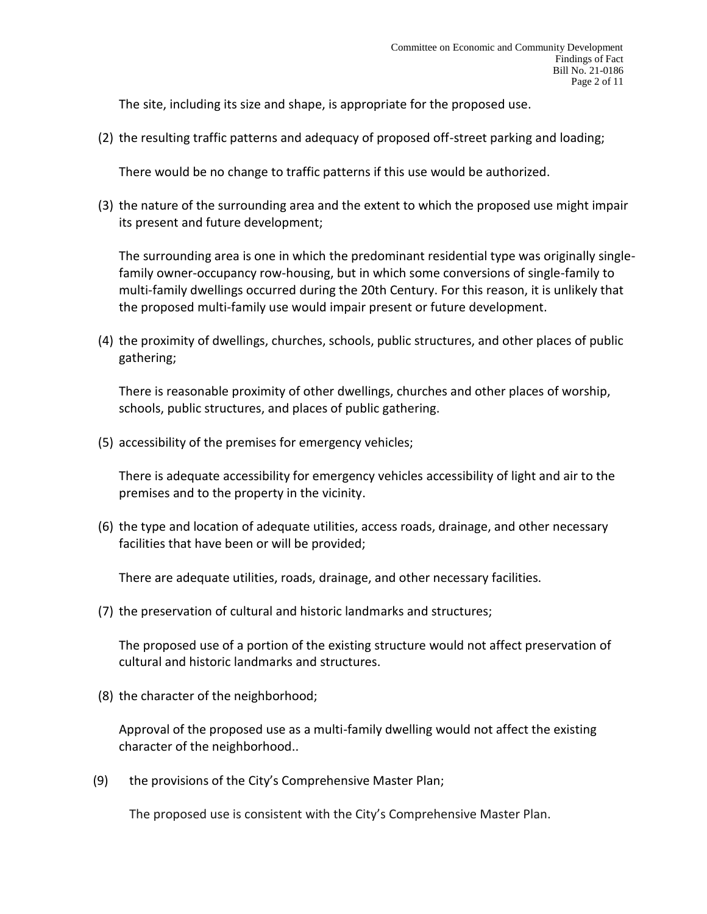The site, including its size and shape, is appropriate for the proposed use.

(2) the resulting traffic patterns and adequacy of proposed off-street parking and loading;

There would be no change to traffic patterns if this use would be authorized.

(3) the nature of the surrounding area and the extent to which the proposed use might impair its present and future development;

The surrounding area is one in which the predominant residential type was originally single-family owner-occupancy row-housing, but in which some conversions of single-family to multi-family dwellings occurred during the 20th Century. For this reason, it is unlikely that the proposed multi-family use would impair present or future development.

(4) the proximity of dwellings, churches, schools, public structures, and other places of public gathering;

There is reasonable proximity of other dwellings, churches and other places of worship, schools, public structures, and places of public gathering.

(5) accessibility of the premises for emergency vehicles;

There is adequate accessibility for emergency vehicles accessibility of light and air to the premises and to the property in the vicinity.

(6) the type and location of adequate utilities, access roads, drainage, and other necessary facilities that have been or will be provided;

There are adequate utilities, roads, drainage, and other necessary facilities.

(7) the preservation of cultural and historic landmarks and structures;

The proposed use of a portion of the existing structure would not affect preservation of cultural and historic landmarks and structures.

(8) the character of the neighborhood;

Approval of the proposed use as a multi-family dwelling would not affect the existing character of the neighborhood..

(9) the provisions of the City's Comprehensive Master Plan;

The proposed use is consistent with the City's Comprehensive Master Plan.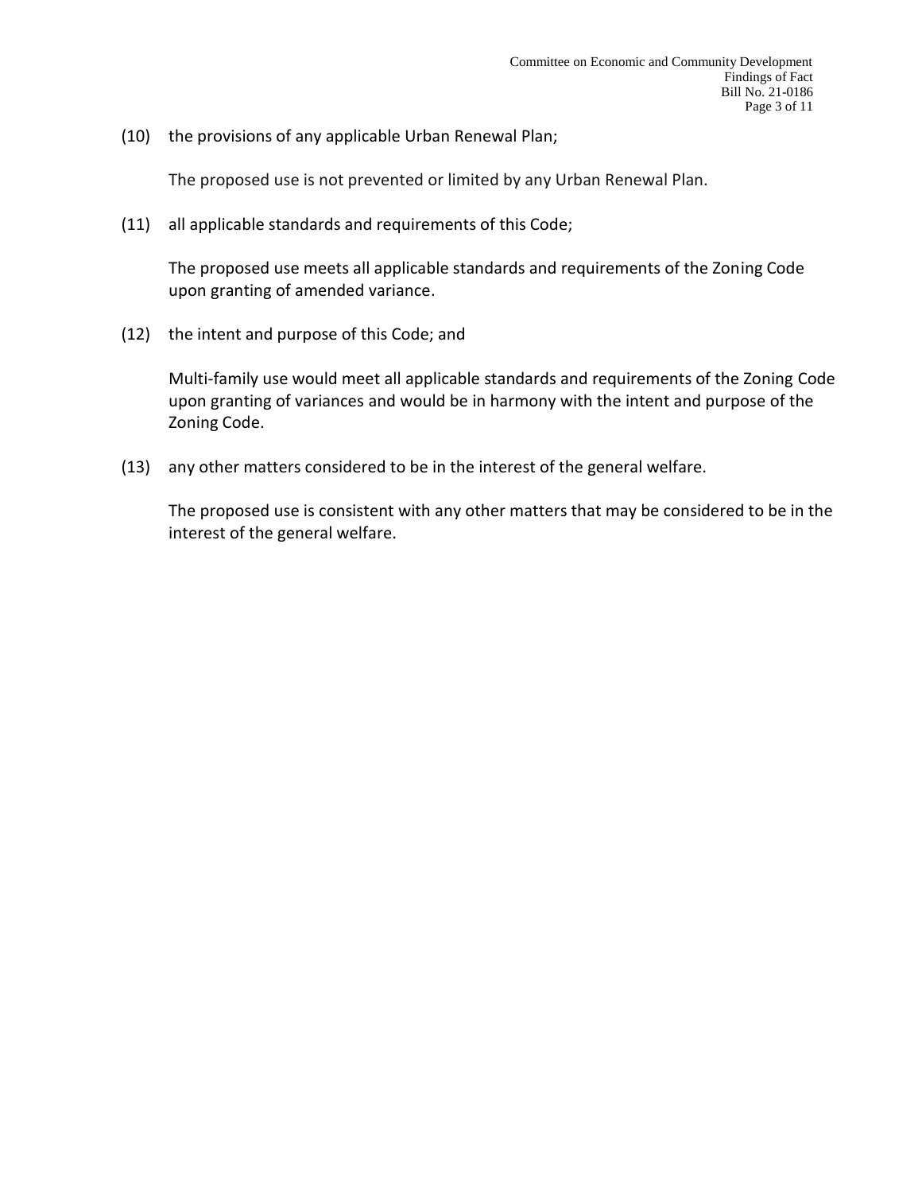(10) the provisions of any applicable Urban Renewal Plan;

The proposed use is not prevented or limited by any Urban Renewal Plan.

(11) all applicable standards and requirements of this Code;

The proposed use meets all applicable standards and requirements of the Zoning Code upon granting of amended variance.

(12) the intent and purpose of this Code; and

Multi-family use would meet all applicable standards and requirements of the Zoning Code upon granting of variances and would be in harmony with the intent and purpose of the Zoning Code.

(13) any other matters considered to be in the interest of the general welfare.

The proposed use is consistent with any other matters that may be considered to be in the interest of the general welfare.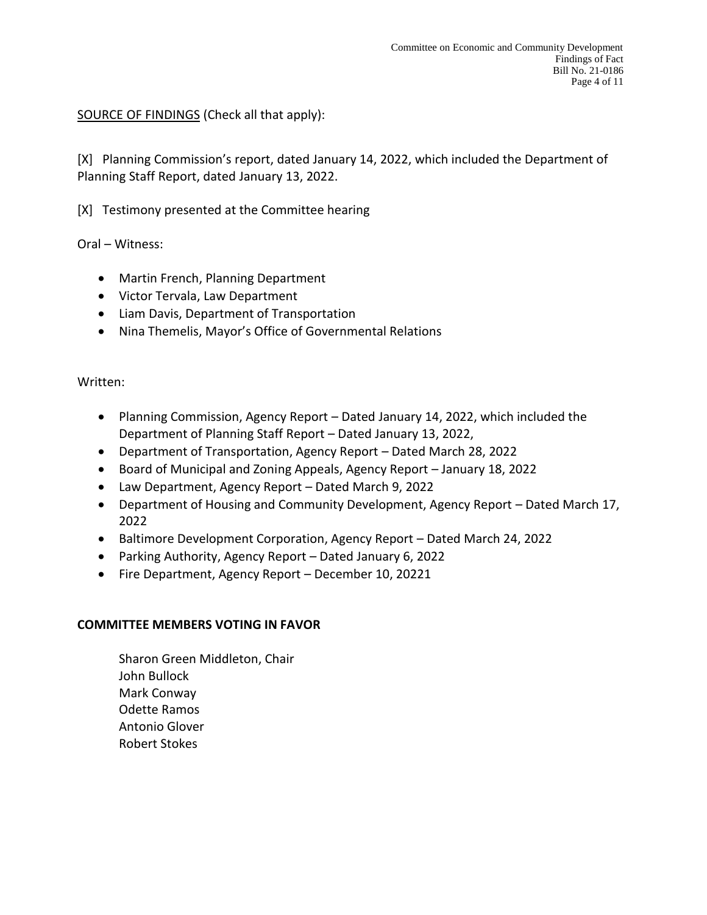SOURCE OF FINDINGS (Check all that apply):

[X] Planning Commission's report, dated January 14, 2022, which included the Department of Planning Staff Report, dated January 13, 2022.

[X] Testimony presented at the Committee hearing

Oral – Witness:

- Martin French, Planning Department
- Victor Tervala, Law Department
- Liam Davis, Department of Transportation
- Nina Themelis, Mayor's Office of Governmental Relations

Written:

- Planning Commission, Agency Report – Dated January 14, 2022, which included the Department of Planning Staff Report – Dated January 13, 2022,
- Department of Transportation, Agency Report – Dated March 28, 2022
- Board of Municipal and Zoning Appeals, Agency Report – January 18, 2022
- Law Department, Agency Report – Dated March 9, 2022
- Department of Housing and Community Development, Agency Report – Dated March 17, 2022
- Baltimore Development Corporation, Agency Report – Dated March 24, 2022
- Parking Authority, Agency Report – Dated January 6, 2022
- Fire Department, Agency Report – December 10, 20221

**COMMITTEE MEMBERS VOTING IN FAVOR**

Sharon Green Middleton, Chair
John Bullock
Mark Conway
Odette Ramos
Antonio Glover
Robert Stokes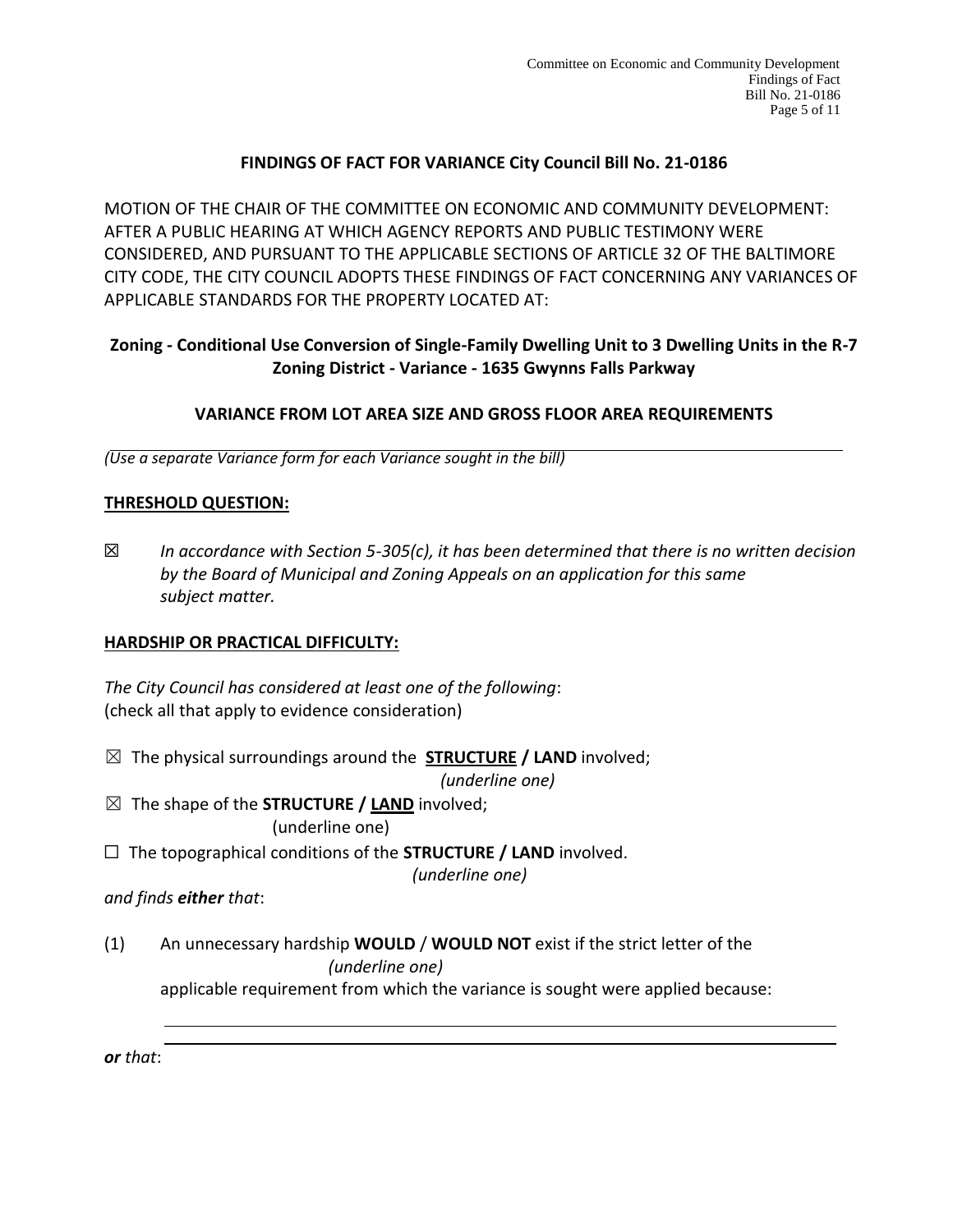**FINDINGS OF FACT FOR VARIANCE City Council Bill No. 21-0186**

MOTION OF THE CHAIR OF THE COMMITTEE ON ECONOMIC AND COMMUNITY DEVELOPMENT: AFTER A PUBLIC HEARING AT WHICH AGENCY REPORTS AND PUBLIC TESTIMONY WERE CONSIDERED, AND PURSUANT TO THE APPLICABLE SECTIONS OF ARTICLE 32 OF THE BALTIMORE CITY CODE, THE CITY COUNCIL ADOPTS THESE FINDINGS OF FACT CONCERNING ANY VARIANCES OF APPLICABLE STANDARDS FOR THE PROPERTY LOCATED AT:

**Zoning - Conditional Use Conversion of Single-Family Dwelling Unit to 3 Dwelling Units in the R-7 Zoning District - Variance - 1635 Gwynns Falls Parkway**

**VARIANCE FROM LOT AREA SIZE AND GROSS FLOOR AREA REQUIREMENTS**

*(Use a separate Variance form for each Variance sought in the bill)*

**THRESHOLD QUESTION:**

☒ *In accordance with Section 5-305(c), it has been determined that there is no written decision by the Board of Municipal and Zoning Appeals on an application for this same subject matter.*

**HARDSHIP OR PRACTICAL DIFFICULTY:**

*The City Council has considered at least one of the following*:
(check all that apply to evidence consideration)

☒ The physical surroundings around the **STRUCTURE / LAND** involved;
*(underline one)*

☒ The shape of the **STRUCTURE / LAND** involved;
(underline one)

☐ The topographical conditions of the **STRUCTURE / LAND** involved.
*(underline one)*

*and finds **either** that*:

(1) An unnecessary hardship **WOULD** / **WOULD NOT** exist if the strict letter of the *(underline one)* applicable requirement from which the variance is sought were applied because:

___________________________________________

___________________________________________

***or** that*: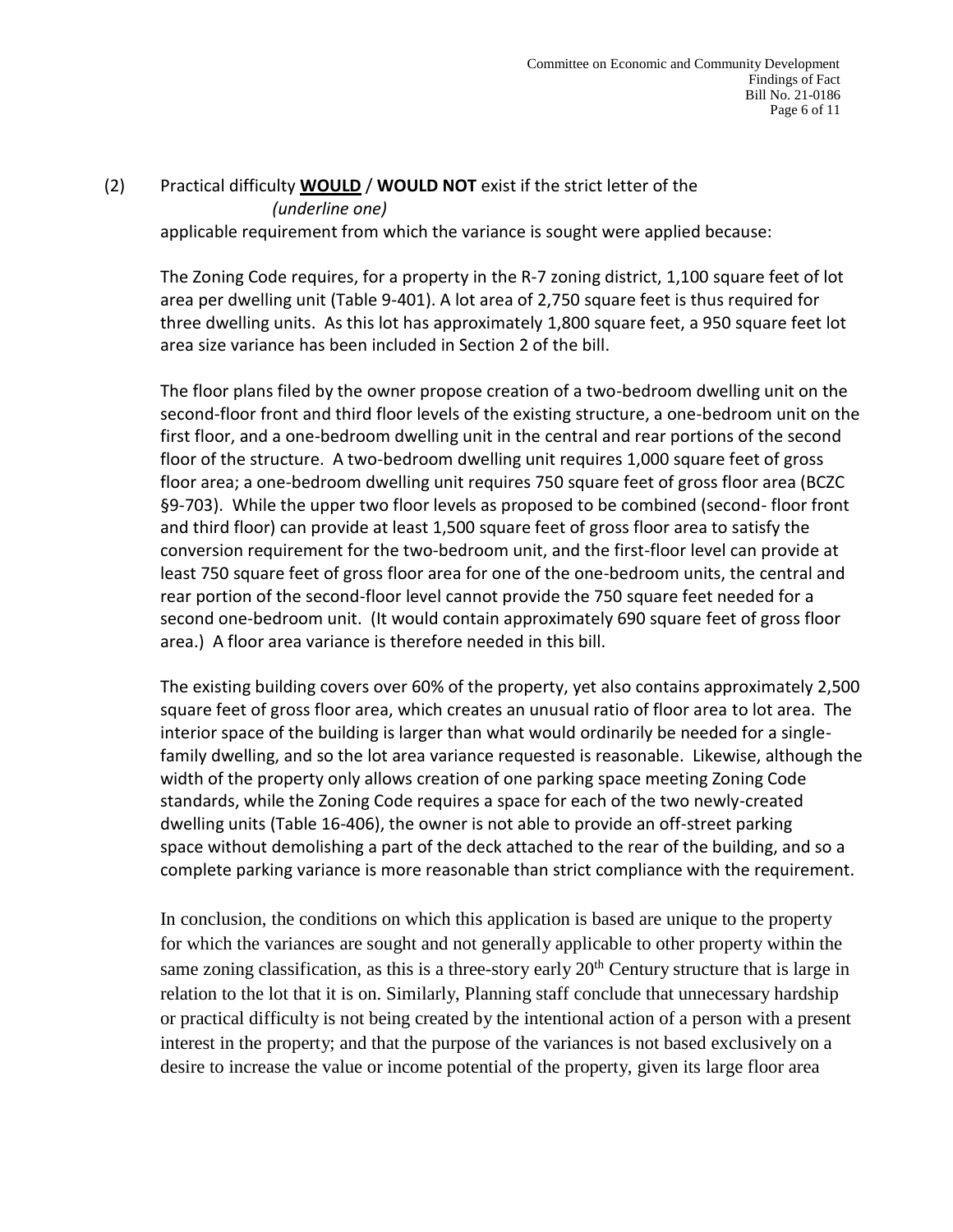(2) Practical difficulty **<u>WOULD</u>** / **WOULD NOT** exist if the strict letter of the *(underline one)* applicable requirement from which the variance is sought were applied because:

The Zoning Code requires, for a property in the R-7 zoning district, 1,100 square feet of lot area per dwelling unit (Table 9-401). A lot area of 2,750 square feet is thus required for three dwelling units. As this lot has approximately 1,800 square feet, a 950 square feet lot area size variance has been included in Section 2 of the bill.

The floor plans filed by the owner propose creation of a two-bedroom dwelling unit on the second-floor front and third floor levels of the existing structure, a one-bedroom unit on the first floor, and a one-bedroom dwelling unit in the central and rear portions of the second floor of the structure. A two-bedroom dwelling unit requires 1,000 square feet of gross floor area; a one-bedroom dwelling unit requires 750 square feet of gross floor area (BCZC §9-703). While the upper two floor levels as proposed to be combined (second- floor front and third floor) can provide at least 1,500 square feet of gross floor area to satisfy the conversion requirement for the two-bedroom unit, and the first-floor level can provide at least 750 square feet of gross floor area for one of the one-bedroom units, the central and rear portion of the second-floor level cannot provide the 750 square feet needed for a second one-bedroom unit. (It would contain approximately 690 square feet of gross floor area.) A floor area variance is therefore needed in this bill.

The existing building covers over 60% of the property, yet also contains approximately 2,500 square feet of gross floor area, which creates an unusual ratio of floor area to lot area. The interior space of the building is larger than what would ordinarily be needed for a single-family dwelling, and so the lot area variance requested is reasonable. Likewise, although the width of the property only allows creation of one parking space meeting Zoning Code standards, while the Zoning Code requires a space for each of the two newly-created dwelling units (Table 16-406), the owner is not able to provide an off-street parking space without demolishing a part of the deck attached to the rear of the building, and so a complete parking variance is more reasonable than strict compliance with the requirement.

In conclusion, the conditions on which this application is based are unique to the property for which the variances are sought and not generally applicable to other property within the same zoning classification, as this is a three-story early 20th Century structure that is large in relation to the lot that it is on. Similarly, Planning staff conclude that unnecessary hardship or practical difficulty is not being created by the intentional action of a person with a present interest in the property; and that the purpose of the variances is not based exclusively on a desire to increase the value or income potential of the property, given its large floor area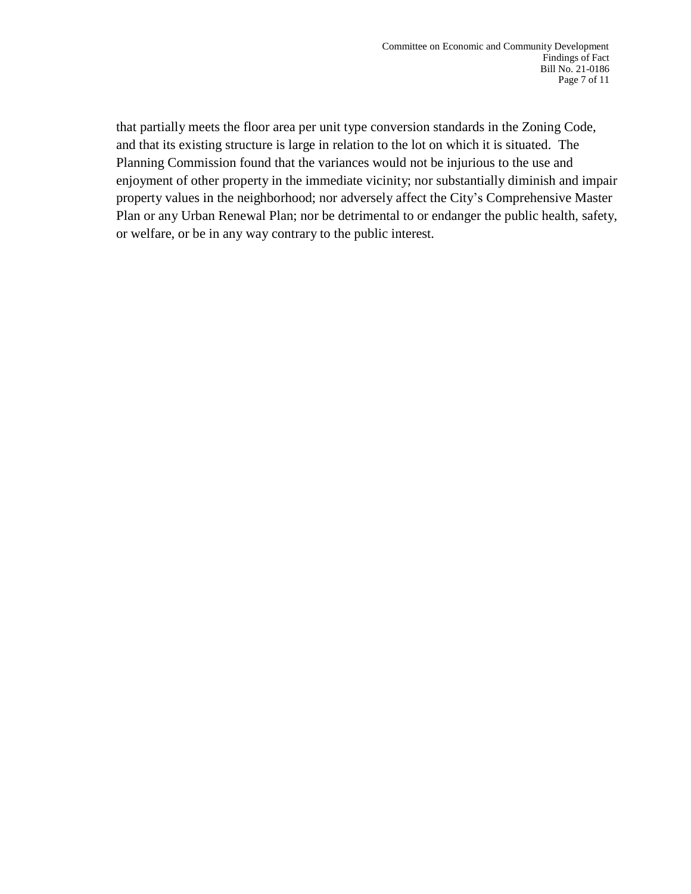that partially meets the floor area per unit type conversion standards in the Zoning Code, and that its existing structure is large in relation to the lot on which it is situated. The Planning Commission found that the variances would not be injurious to the use and enjoyment of other property in the immediate vicinity; nor substantially diminish and impair property values in the neighborhood; nor adversely affect the City's Comprehensive Master Plan or any Urban Renewal Plan; nor be detrimental to or endanger the public health, safety, or welfare, or be in any way contrary to the public interest.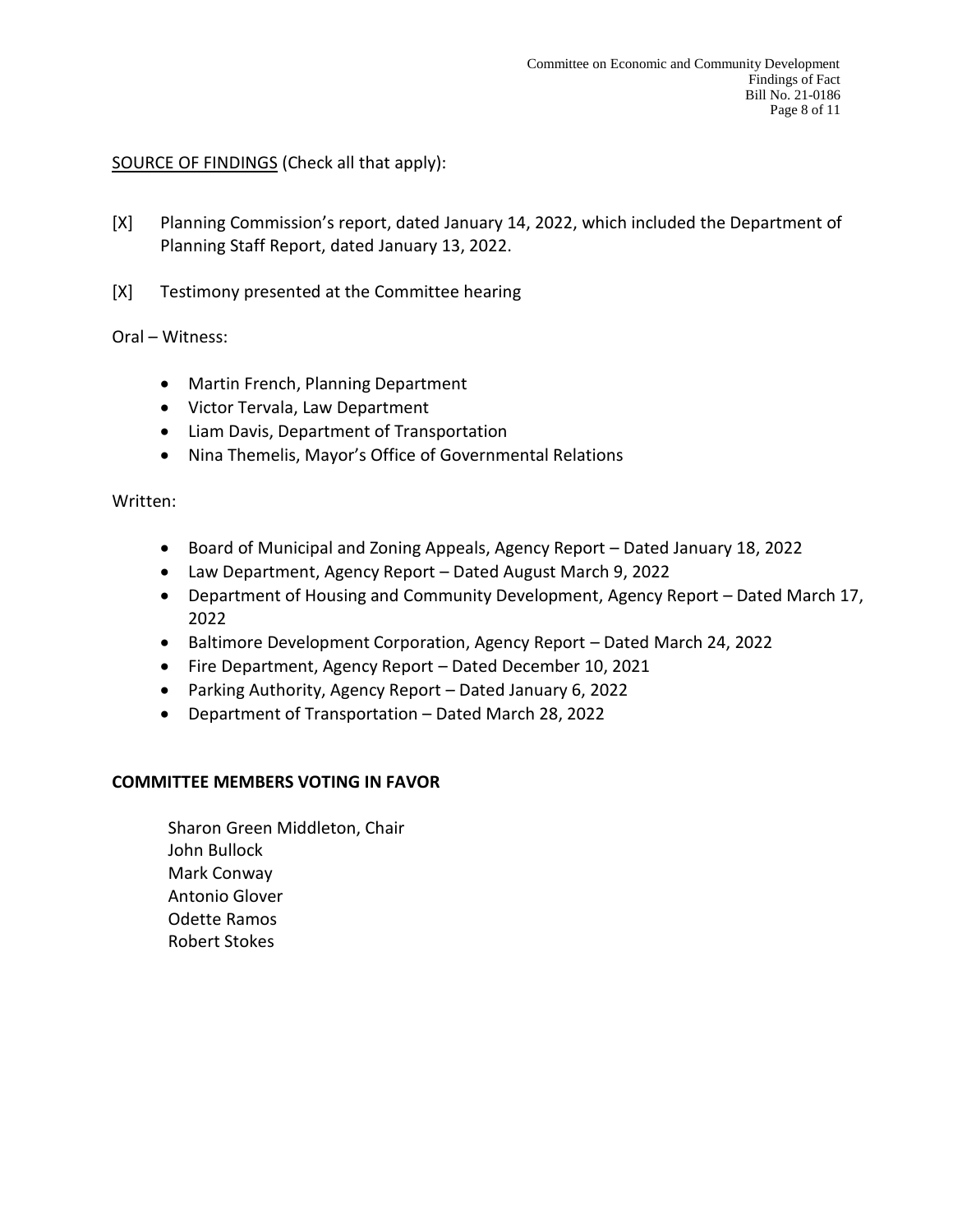SOURCE OF FINDINGS (Check all that apply):

[X] Planning Commission's report, dated January 14, 2022, which included the Department of Planning Staff Report, dated January 13, 2022.

[X] Testimony presented at the Committee hearing

Oral – Witness:

- Martin French, Planning Department
- Victor Tervala, Law Department
- Liam Davis, Department of Transportation
- Nina Themelis, Mayor's Office of Governmental Relations

Written:

- Board of Municipal and Zoning Appeals, Agency Report – Dated January 18, 2022
- Law Department, Agency Report – Dated August March 9, 2022
- Department of Housing and Community Development, Agency Report – Dated March 17, 2022
- Baltimore Development Corporation, Agency Report – Dated March 24, 2022
- Fire Department, Agency Report – Dated December 10, 2021
- Parking Authority, Agency Report – Dated January 6, 2022
- Department of Transportation – Dated March 28, 2022

**COMMITTEE MEMBERS VOTING IN FAVOR**

Sharon Green Middleton, Chair
John Bullock
Mark Conway
Antonio Glover
Odette Ramos
Robert Stokes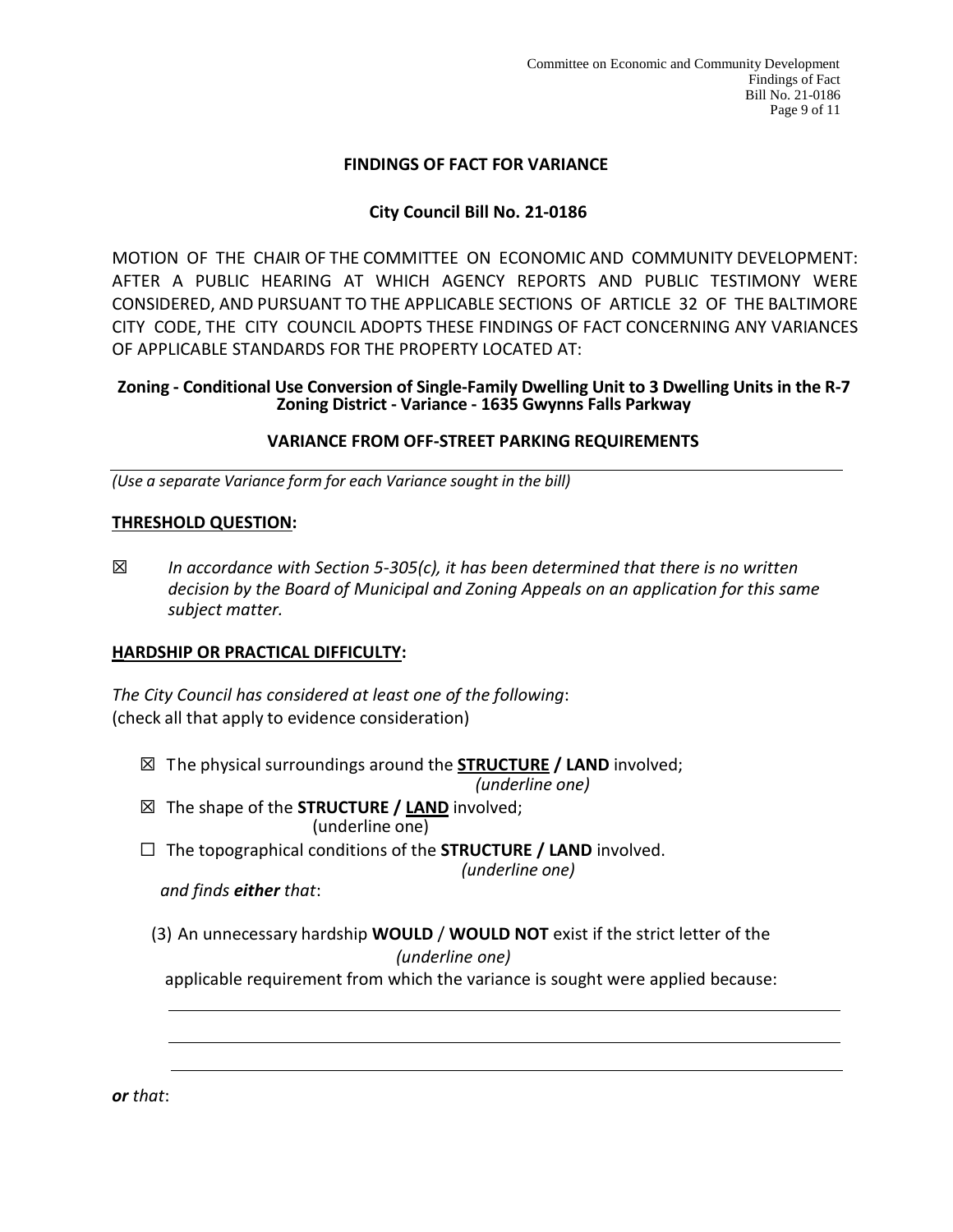## FINDINGS OF FACT FOR VARIANCE

### City Council Bill No. 21-0186

MOTION OF THE CHAIR OF THE COMMITTEE ON ECONOMIC AND COMMUNITY DEVELOPMENT: AFTER A PUBLIC HEARING AT WHICH AGENCY REPORTS AND PUBLIC TESTIMONY WERE CONSIDERED, AND PURSUANT TO THE APPLICABLE SECTIONS OF ARTICLE 32 OF THE BALTIMORE CITY CODE, THE CITY COUNCIL ADOPTS THESE FINDINGS OF FACT CONCERNING ANY VARIANCES OF APPLICABLE STANDARDS FOR THE PROPERTY LOCATED AT:

**Zoning - Conditional Use Conversion of Single-Family Dwelling Unit to 3 Dwelling Units in the R-7 Zoning District - Variance - 1635 Gwynns Falls Parkway**

**VARIANCE FROM OFF-STREET PARKING REQUIREMENTS**

*(Use a separate Variance form for each Variance sought in the bill)*

**THRESHOLD QUESTION:**

☒ *In accordance with Section 5-305(c), it has been determined that there is no written decision by the Board of Municipal and Zoning Appeals on an application for this same subject matter.*

**HARDSHIP OR PRACTICAL DIFFICULTY:**

*The City Council has considered at least one of the following*:
(check all that apply to evidence consideration)

- ☒ The physical surroundings around the **STRUCTURE / LAND** involved; *(underline one)* [underlined: STRUCTURE]
- ☒ The shape of the **STRUCTURE / LAND** involved; (underline one) [underlined: LAND]
- ☐ The topographical conditions of the **STRUCTURE / LAND** involved. *(underline one)*

*and finds **either** that*:

(3) An unnecessary hardship **WOULD** / **WOULD NOT** exist if the strict letter of the *(underline one)* applicable requirement from which the variance is sought were applied because:

______________________________________________

______________________________________________

______________________________________________

***or** that*: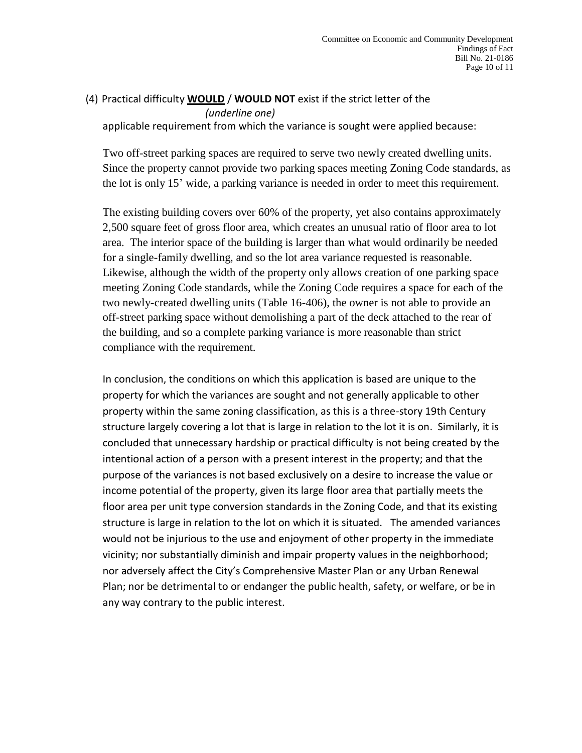(4) Practical difficulty **WOULD** / **WOULD NOT** exist if the strict letter of the *(underline one)* applicable requirement from which the variance is sought were applied because:

Two off-street parking spaces are required to serve two newly created dwelling units. Since the property cannot provide two parking spaces meeting Zoning Code standards, as the lot is only 15' wide, a parking variance is needed in order to meet this requirement.

The existing building covers over 60% of the property, yet also contains approximately 2,500 square feet of gross floor area, which creates an unusual ratio of floor area to lot area. The interior space of the building is larger than what would ordinarily be needed for a single-family dwelling, and so the lot area variance requested is reasonable. Likewise, although the width of the property only allows creation of one parking space meeting Zoning Code standards, while the Zoning Code requires a space for each of the two newly-created dwelling units (Table 16-406), the owner is not able to provide an off-street parking space without demolishing a part of the deck attached to the rear of the building, and so a complete parking variance is more reasonable than strict compliance with the requirement.

In conclusion, the conditions on which this application is based are unique to the property for which the variances are sought and not generally applicable to other property within the same zoning classification, as this is a three-story 19th Century structure largely covering a lot that is large in relation to the lot it is on. Similarly, it is concluded that unnecessary hardship or practical difficulty is not being created by the intentional action of a person with a present interest in the property; and that the purpose of the variances is not based exclusively on a desire to increase the value or income potential of the property, given its large floor area that partially meets the floor area per unit type conversion standards in the Zoning Code, and that its existing structure is large in relation to the lot on which it is situated. The amended variances would not be injurious to the use and enjoyment of other property in the immediate vicinity; nor substantially diminish and impair property values in the neighborhood; nor adversely affect the City's Comprehensive Master Plan or any Urban Renewal Plan; nor be detrimental to or endanger the public health, safety, or welfare, or be in any way contrary to the public interest.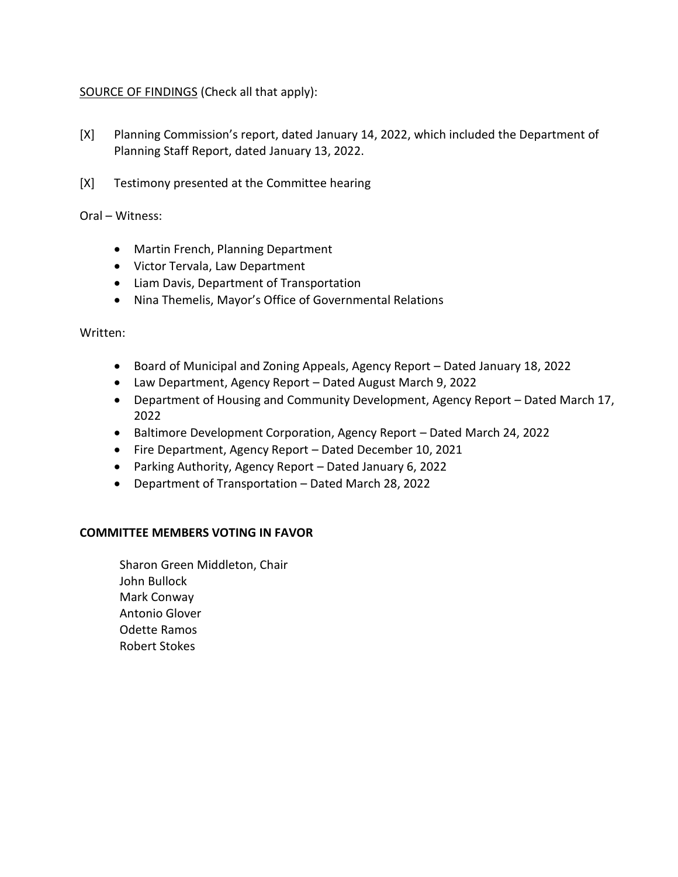SOURCE OF FINDINGS (Check all that apply):

[X] Planning Commission's report, dated January 14, 2022, which included the Department of Planning Staff Report, dated January 13, 2022.

[X] Testimony presented at the Committee hearing

Oral – Witness:

- Martin French, Planning Department
- Victor Tervala, Law Department
- Liam Davis, Department of Transportation
- Nina Themelis, Mayor's Office of Governmental Relations

Written:

- Board of Municipal and Zoning Appeals, Agency Report – Dated January 18, 2022
- Law Department, Agency Report – Dated August March 9, 2022
- Department of Housing and Community Development, Agency Report – Dated March 17, 2022
- Baltimore Development Corporation, Agency Report – Dated March 24, 2022
- Fire Department, Agency Report – Dated December 10, 2021
- Parking Authority, Agency Report – Dated January 6, 2022
- Department of Transportation – Dated March 28, 2022

**COMMITTEE MEMBERS VOTING IN FAVOR**

Sharon Green Middleton, Chair
John Bullock
Mark Conway
Antonio Glover
Odette Ramos
Robert Stokes